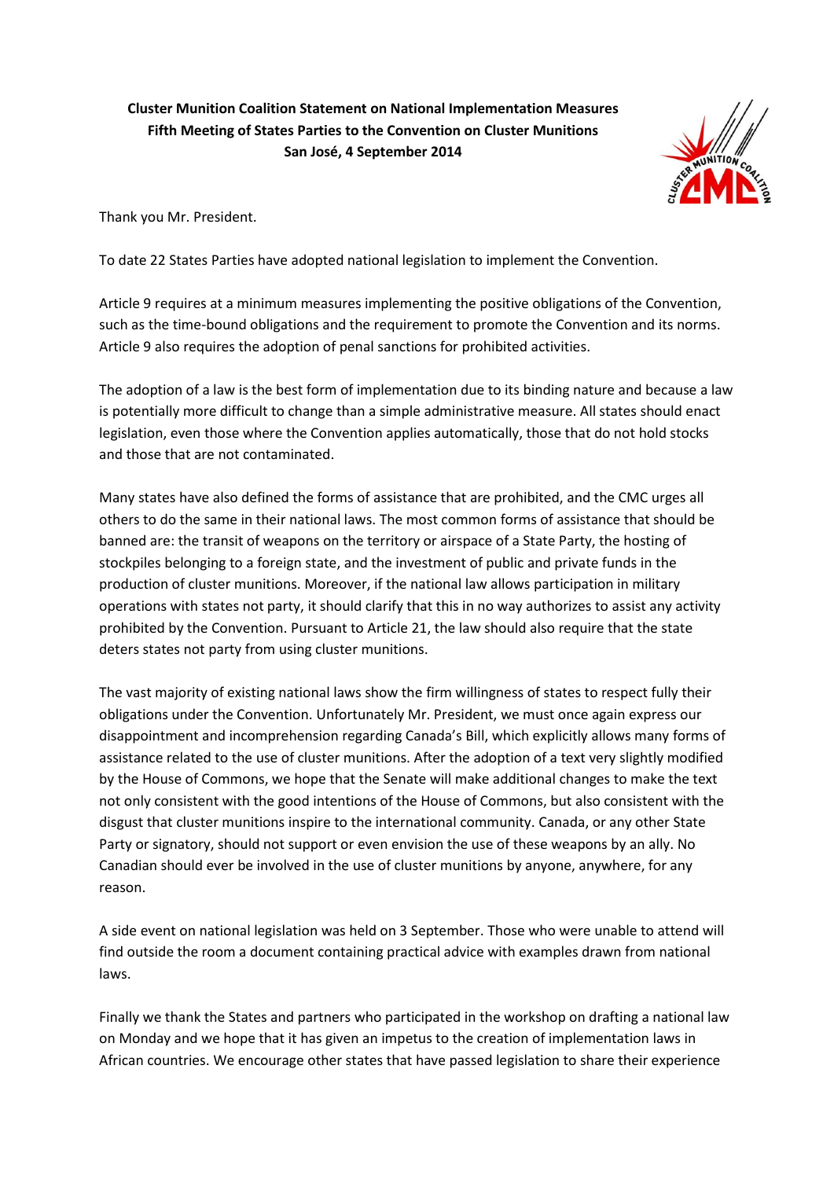**Cluster Munition Coalition Statement on National Implementation Measures**
**Fifth Meeting of States Parties to the Convention on Cluster Munitions**
**San José, 4 September 2014**

Thank you Mr. President.

To date 22 States Parties have adopted national legislation to implement the Convention.

Article 9 requires at a minimum measures implementing the positive obligations of the Convention, such as the time-bound obligations and the requirement to promote the Convention and its norms. Article 9 also requires the adoption of penal sanctions for prohibited activities.

The adoption of a law is the best form of implementation due to its binding nature and because a law is potentially more difficult to change than a simple administrative measure. All states should enact legislation, even those where the Convention applies automatically, those that do not hold stocks and those that are not contaminated.

Many states have also defined the forms of assistance that are prohibited, and the CMC urges all others to do the same in their national laws. The most common forms of assistance that should be banned are: the transit of weapons on the territory or airspace of a State Party, the hosting of stockpiles belonging to a foreign state, and the investment of public and private funds in the production of cluster munitions. Moreover, if the national law allows participation in military operations with states not party, it should clarify that this in no way authorizes to assist any activity prohibited by the Convention. Pursuant to Article 21, the law should also require that the state deters states not party from using cluster munitions.

The vast majority of existing national laws show the firm willingness of states to respect fully their obligations under the Convention. Unfortunately Mr. President, we must once again express our disappointment and incomprehension regarding Canada's Bill, which explicitly allows many forms of assistance related to the use of cluster munitions. After the adoption of a text very slightly modified by the House of Commons, we hope that the Senate will make additional changes to make the text not only consistent with the good intentions of the House of Commons, but also consistent with the disgust that cluster munitions inspire to the international community. Canada, or any other State Party or signatory, should not support or even envision the use of these weapons by an ally. No Canadian should ever be involved in the use of cluster munitions by anyone, anywhere, for any reason.

A side event on national legislation was held on 3 September. Those who were unable to attend will find outside the room a document containing practical advice with examples drawn from national laws.

Finally we thank the States and partners who participated in the workshop on drafting a national law on Monday and we hope that it has given an impetus to the creation of implementation laws in African countries. We encourage other states that have passed legislation to share their experience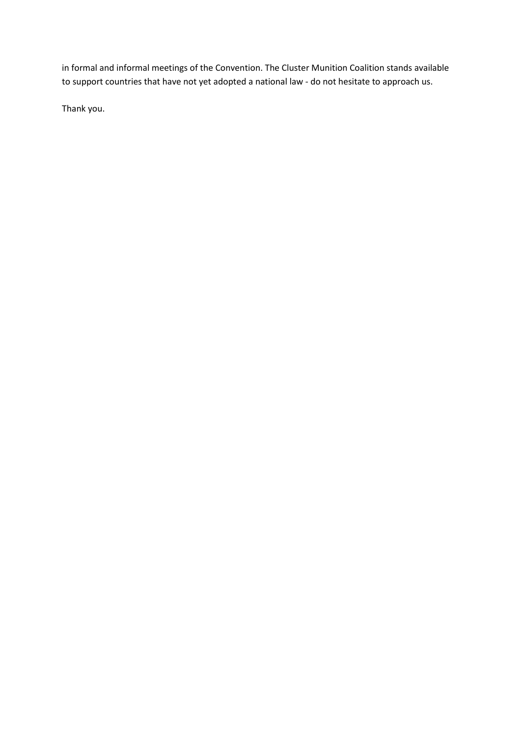in formal and informal meetings of the Convention. The Cluster Munition Coalition stands available to support countries that have not yet adopted a national law - do not hesitate to approach us.

Thank you.